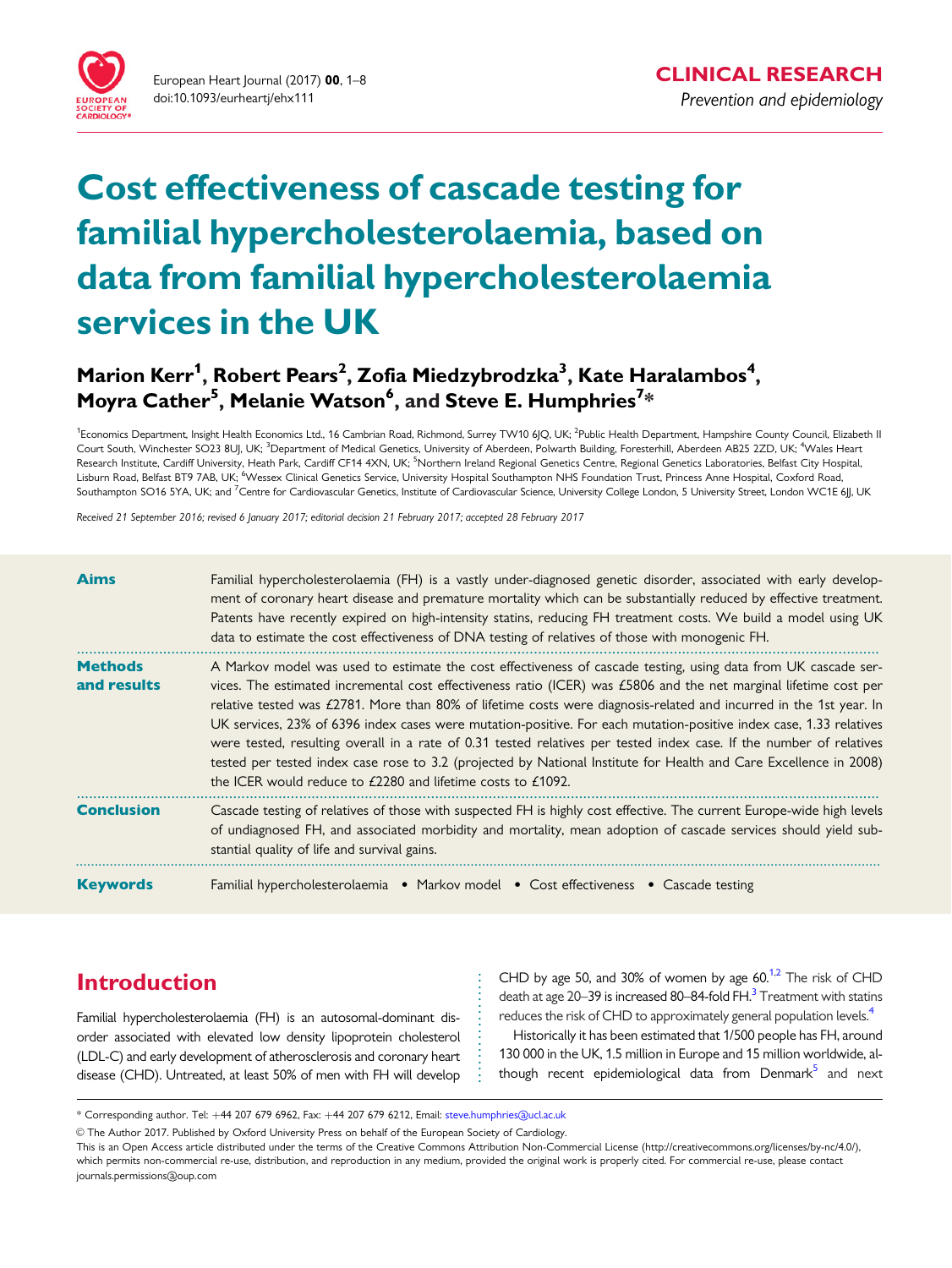# Cost effectiveness of cascade testing for familial hypercholesterolaemia, based on data from familial hypercholesterolaemia services in the UK

**Marion Kerr[1], Robert Pears[2], Zofia Miedzybrodzka[3], Kate Haralambos[4], Moyra Cather[5], Melanie Watson[6], and Steve E. Humphries[7]***

[1]Economics Department, Insight Health Economics Ltd., 16 Cambrian Road, Richmond, Surrey TW10 6JQ, UK; [2]Public Health Department, Hampshire County Council, Elizabeth II Court South, Winchester SO23 8UJ, UK; [3]Department of Medical Genetics, University of Aberdeen, Polwarth Building, Foresterhill, Aberdeen AB25 2ZD, UK; [4]Wales Heart Research Institute, Cardiff University, Heath Park, Cardiff CF14 4XN, UK; [5]Northern Ireland Regional Genetics Centre, Regional Genetics Laboratories, Belfast City Hospital, Lisburn Road, Belfast BT9 7AB, UK; [6]Wessex Clinical Genetics Service, University Hospital Southampton NHS Foundation Trust, Princess Anne Hospital, Coxford Road, Southampton SO16 5YA, UK; and [7]Centre for Cardiovascular Genetics, Institute of Cardiovascular Science, University College London, 5 University Street, London WC1E 6JJ, UK

*Received 21 September 2016; revised 6 January 2017; editorial decision 21 February 2017; accepted 28 February 2017*

**Aims**

Familial hypercholesterolaemia (FH) is a vastly under-diagnosed genetic disorder, associated with early development of coronary heart disease and premature mortality which can be substantially reduced by effective treatment. Patents have recently expired on high-intensity statins, reducing FH treatment costs. We build a model using UK data to estimate the cost effectiveness of DNA testing of relatives of those with monogenic FH.

**Methods and results**

A Markov model was used to estimate the cost effectiveness of cascade testing, using data from UK cascade services. The estimated incremental cost effectiveness ratio (ICER) was £5806 and the net marginal lifetime cost per relative tested was £2781. More than 80% of lifetime costs were diagnosis-related and incurred in the 1st year. In UK services, 23% of 6396 index cases were mutation-positive. For each mutation-positive index case, 1.33 relatives were tested, resulting overall in a rate of 0.31 tested relatives per tested index case. If the number of relatives tested per tested index case rose to 3.2 (projected by National Institute for Health and Care Excellence in 2008) the ICER would reduce to £2280 and lifetime costs to £1092.

**Conclusion**

Cascade testing of relatives of those with suspected FH is highly cost effective. The current Europe-wide high levels of undiagnosed FH, and associated morbidity and mortality, mean adoption of cascade services should yield substantial quality of life and survival gains.

**Keywords**

Familial hypercholesterolaemia • Markov model • Cost effectiveness • Cascade testing

## Introduction

Familial hypercholesterolaemia (FH) is an autosomal-dominant disorder associated with elevated low density lipoprotein cholesterol (LDL-C) and early development of atherosclerosis and coronary heart disease (CHD). Untreated, at least 50% of men with FH will develop CHD by age 50, and 30% of women by age 60.[1,2] The risk of CHD death at age 20–39 is increased 80–84-fold FH.[3] Treatment with statins reduces the risk of CHD to approximately general population levels.[4]

Historically it has been estimated that 1/500 people has FH, around 130 000 in the UK, 1.5 million in Europe and 15 million worldwide, although recent epidemiological data from Denmark[5] and next

* Corresponding author. Tel: +44 207 679 6962, Fax: +44 207 679 6212, Email: steve.humphries@ucl.ac.uk

© The Author 2017. Published by Oxford University Press on behalf of the European Society of Cardiology.

This is an Open Access article distributed under the terms of the Creative Commons Attribution Non-Commercial License (http://creativecommons.org/licenses/by-nc/4.0/), which permits non-commercial re-use, distribution, and reproduction in any medium, provided the original work is properly cited. For commercial re-use, please contact journals.permissions@oup.com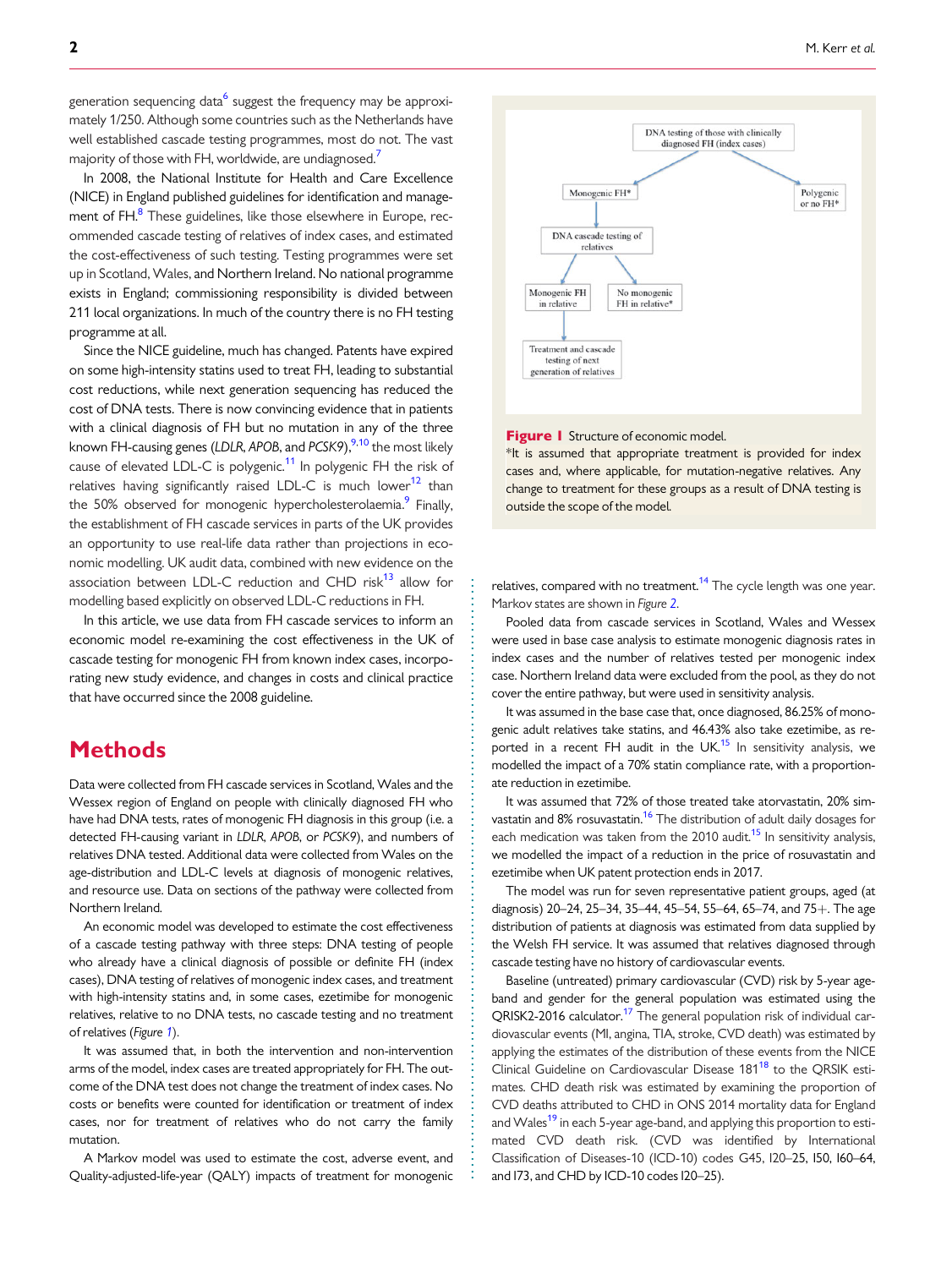generation sequencing data[6] suggest the frequency may be approximately 1/250. Although some countries such as the Netherlands have well established cascade testing programmes, most do not. The vast majority of those with FH, worldwide, are undiagnosed.[7]

In 2008, the National Institute for Health and Care Excellence (NICE) in England published guidelines for identification and management of FH.[8] These guidelines, like those elsewhere in Europe, recommended cascade testing of relatives of index cases, and estimated the cost-effectiveness of such testing. Testing programmes were set up in Scotland, Wales, and Northern Ireland. No national programme exists in England; commissioning responsibility is divided between 211 local organizations. In much of the country there is no FH testing programme at all.

Since the NICE guideline, much has changed. Patents have expired on some high-intensity statins used to treat FH, leading to substantial cost reductions, while next generation sequencing has reduced the cost of DNA tests. There is now convincing evidence that in patients with a clinical diagnosis of FH but no mutation in any of the three known FH-causing genes (*LDLR*, *APOB*, and *PCSK9*),[9,10] the most likely cause of elevated LDL-C is polygenic.[11] In polygenic FH the risk of relatives having significantly raised LDL-C is much lower[12] than the 50% observed for monogenic hypercholesterolaemia.[9] Finally, the establishment of FH cascade services in parts of the UK provides an opportunity to use real-life data rather than projections in economic modelling. UK audit data, combined with new evidence on the association between LDL-C reduction and CHD risk[13] allow for modelling based explicitly on observed LDL-C reductions in FH.

In this article, we use data from FH cascade services to inform an economic model re-examining the cost effectiveness in the UK of cascade testing for monogenic FH from known index cases, incorporating new study evidence, and changes in costs and clinical practice that have occurred since the 2008 guideline.

# Methods

Data were collected from FH cascade services in Scotland, Wales and the Wessex region of England on people with clinically diagnosed FH who have had DNA tests, rates of monogenic FH diagnosis in this group (i.e. a detected FH-causing variant in *LDLR*, *APOB*, or *PCSK9*), and numbers of relatives DNA tested. Additional data were collected from Wales on the age-distribution and LDL-C levels at diagnosis of monogenic relatives, and resource use. Data on sections of the pathway were collected from Northern Ireland.

An economic model was developed to estimate the cost effectiveness of a cascade testing pathway with three steps: DNA testing of people who already have a clinical diagnosis of possible or definite FH (index cases), DNA testing of relatives of monogenic index cases, and treatment with high-intensity statins and, in some cases, ezetimibe for monogenic relatives, relative to no DNA tests, no cascade testing and no treatment of relatives (*Figure 1*).

It was assumed that, in both the intervention and non-intervention arms of the model, index cases are treated appropriately for FH. The outcome of the DNA test does not change the treatment of index cases. No costs or benefits were counted for identification or treatment of index cases, nor for treatment of relatives who do not carry the family mutation.

A Markov model was used to estimate the cost, adverse event, and Quality-adjusted-life-year (QALY) impacts of treatment for monogenic relatives, compared with no treatment.[14] The cycle length was one year. Markov states are shown in *Figure 2*.

**Figure 1** Structure of economic model.
*It is assumed that appropriate treatment is provided for index cases and, where applicable, for mutation-negative relatives. Any change to treatment for these groups as a result of DNA testing is outside the scope of the model.

Pooled data from cascade services in Scotland, Wales and Wessex were used in base case analysis to estimate monogenic diagnosis rates in index cases and the number of relatives tested per monogenic index case. Northern Ireland data were excluded from the pool, as they do not cover the entire pathway, but were used in sensitivity analysis.

It was assumed in the base case that, once diagnosed, 86.25% of monogenic adult relatives take statins, and 46.43% also take ezetimibe, as reported in a recent FH audit in the UK.[15] In sensitivity analysis, we modelled the impact of a 70% statin compliance rate, with a proportionate reduction in ezetimibe.

It was assumed that 72% of those treated take atorvastatin, 20% simvastatin and 8% rosuvastatin.[16] The distribution of adult daily dosages for each medication was taken from the 2010 audit.[15] In sensitivity analysis, we modelled the impact of a reduction in the price of rosuvastatin and ezetimibe when UK patent protection ends in 2017.

The model was run for seven representative patient groups, aged (at diagnosis) 20–24, 25–34, 35–44, 45–54, 55–64, 65–74, and 75+. The age distribution of patients at diagnosis was estimated from data supplied by the Welsh FH service. It was assumed that relatives diagnosed through cascade testing have no history of cardiovascular events.

Baseline (untreated) primary cardiovascular (CVD) risk by 5-year age-band and gender for the general population was estimated using the QRISK2-2016 calculator.[17] The general population risk of individual cardiovascular events (MI, angina, TIA, stroke, CVD death) was estimated by applying the estimates of the distribution of these events from the NICE Clinical Guideline on Cardiovascular Disease 181[18] to the QRSIK estimates. CHD death risk was estimated by examining the proportion of CVD deaths attributed to CHD in ONS 2014 mortality data for England and Wales[19] in each 5-year age-band, and applying this proportion to estimated CVD death risk. (CVD was identified by International Classification of Diseases-10 (ICD-10) codes G45, I20–25, I50, I60–64, and I73, and CHD by ICD-10 codes I20–25).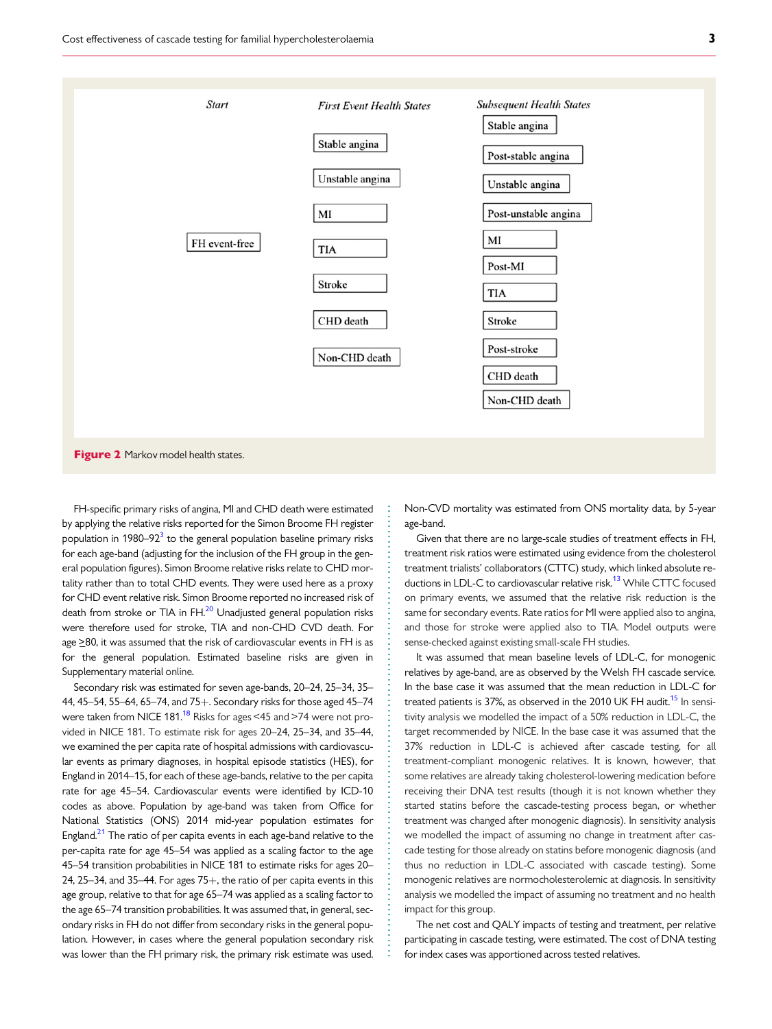| Start | First Event Health States | Subsequent Health States |
|---|---|---|
| | | Stable angina |
| | Stable angina | Post-stable angina |
| | Unstable angina | Unstable angina |
| | MI | Post-unstable angina |
| FH event-free | TIA | MI |
| | Stroke | Post-MI |
| | CHD death | TIA |
| | Non-CHD death | Stroke |
| | | Post-stroke |
| | | CHD death |
| | | Non-CHD death |

**Figure 2** Markov model health states.

FH-specific primary risks of angina, MI and CHD death were estimated by applying the relative risks reported for the Simon Broome FH register population in 1980–92[3] to the general population baseline primary risks for each age-band (adjusting for the inclusion of the FH group in the general population figures). Simon Broome relative risks relate to CHD mortality rather than to total CHD events. They were used here as a proxy for CHD event relative risk. Simon Broome reported no increased risk of death from stroke or TIA in FH.[20] Unadjusted general population risks were therefore used for stroke, TIA and non-CHD CVD death. For age ≥80, it was assumed that the risk of cardiovascular events in FH is as for the general population. Estimated baseline risks are given in Supplementary material online.

Secondary risk was estimated for seven age-bands, 20–24, 25–34, 35–44, 45–54, 55–64, 65–74, and 75+. Secondary risks for those aged 45–74 were taken from NICE 181.[18] Risks for ages <45 and >74 were not provided in NICE 181. To estimate risk for ages 20–24, 25–34, and 35–44, we examined the per capita rate of hospital admissions with cardiovascular events as primary diagnoses, in hospital episode statistics (HES), for England in 2014–15, for each of these age-bands, relative to the per capita rate for age 45–54. Cardiovascular events were identified by ICD-10 codes as above. Population by age-band was taken from Office for National Statistics (ONS) 2014 mid-year population estimates for England.[21] The ratio of per capita events in each age-band relative to the per-capita rate for age 45–54 was applied as a scaling factor to the age 45–54 transition probabilities in NICE 181 to estimate risks for ages 20–24, 25–34, and 35–44. For ages 75+, the ratio of per capita events in this age group, relative to that for age 65–74 was applied as a scaling factor to the age 65–74 transition probabilities. It was assumed that, in general, secondary risks in FH do not differ from secondary risks in the general population. However, in cases where the general population secondary risk was lower than the FH primary risk, the primary risk estimate was used.

Non-CVD mortality was estimated from ONS mortality data, by 5-year age-band.

Given that there are no large-scale studies of treatment effects in FH, treatment risk ratios were estimated using evidence from the cholesterol treatment trialists' collaborators (CTTC) study, which linked absolute reductions in LDL-C to cardiovascular relative risk.[13] While CTTC focused on primary events, we assumed that the relative risk reduction is the same for secondary events. Rate ratios for MI were applied also to angina, and those for stroke were applied also to TIA. Model outputs were sense-checked against existing small-scale FH studies.

It was assumed that mean baseline levels of LDL-C, for monogenic relatives by age-band, are as observed by the Welsh FH cascade service. In the base case it was assumed that the mean reduction in LDL-C for treated patients is 37%, as observed in the 2010 UK FH audit.[15] In sensitivity analysis we modelled the impact of a 50% reduction in LDL-C, the target recommended by NICE. In the base case it was assumed that the 37% reduction in LDL-C is achieved after cascade testing, for all treatment-compliant monogenic relatives. It is known, however, that some relatives are already taking cholesterol-lowering medication before receiving their DNA test results (though it is not known whether they started statins before the cascade-testing process began, or whether treatment was changed after monogenic diagnosis). In sensitivity analysis we modelled the impact of assuming no change in treatment after cascade testing for those already on statins before monogenic diagnosis (and thus no reduction in LDL-C associated with cascade testing). Some monogenic relatives are normocholesterolemic at diagnosis. In sensitivity analysis we modelled the impact of assuming no treatment and no health impact for this group.

The net cost and QALY impacts of testing and treatment, per relative participating in cascade testing, were estimated. The cost of DNA testing for index cases was apportioned across tested relatives.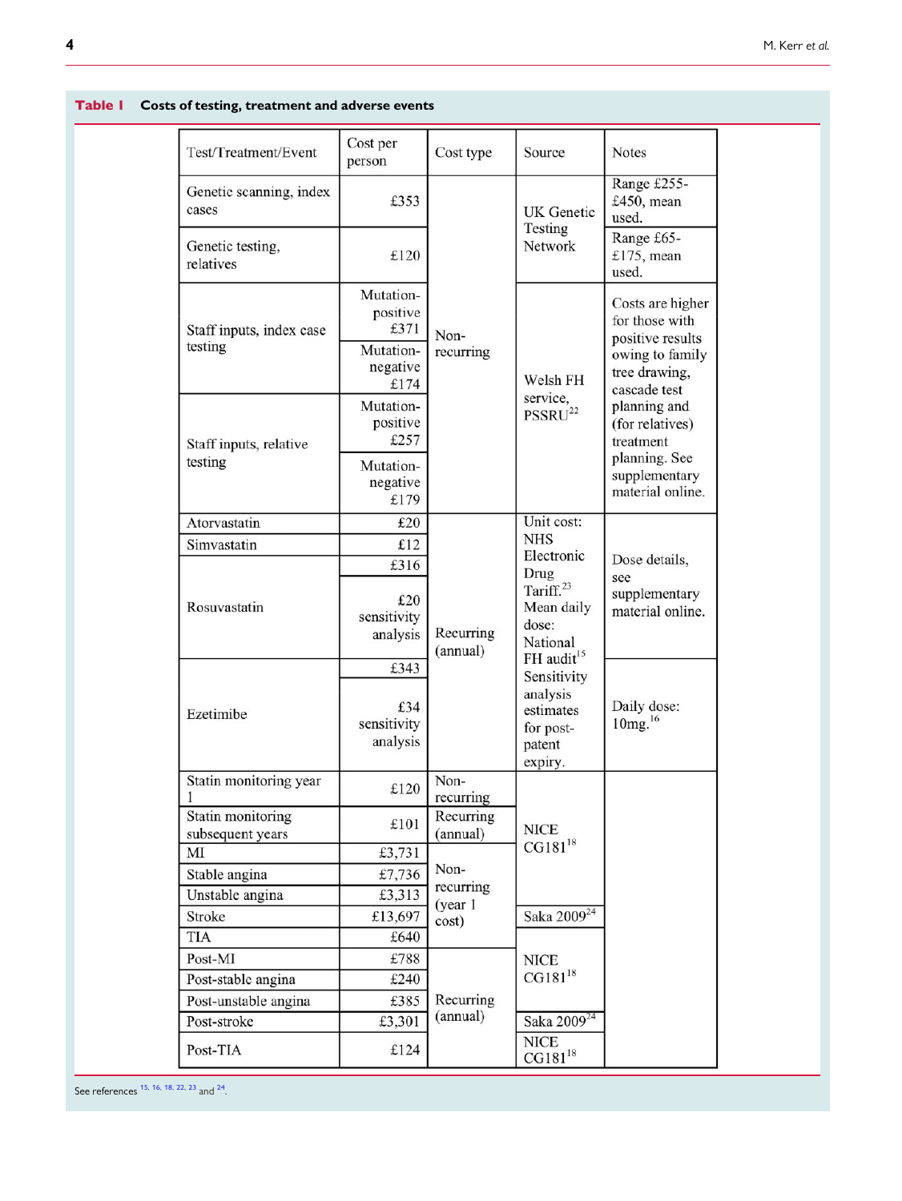**Table 1** Costs of testing, treatment and adverse events

| Test/Treatment/Event | Cost per person | Cost type | Source | Notes |
|---|---|---|---|---|
| Genetic scanning, index cases | £353 | Non-recurring | UK Genetic Testing Network | Range £255-£450, mean used. |
| Genetic testing, relatives | £120 | | | Range £65-£175, mean used. |
| Staff inputs, index case testing | Mutation-positive £371 | | Welsh FH service, PSSRU[22] | Costs are higher for those with positive results owing to family tree drawing, cascade test planning and (for relatives) treatment planning. See supplementary material online. |
| | Mutation-negative £174 | | | |
| Staff inputs, relative testing | Mutation-positive £257 | | | |
| | Mutation-negative £179 | | | |
| Atorvastatin | £20 | Recurring (annual) | Unit cost: NHS Electronic Drug Tariff.[23] Mean daily dose: National FH audit[15] Sensitivity analysis estimates for post-patent expiry. | Dose details, see supplementary material online. |
| Simvastatin | £12 | | | |
| Rosuvastatin | £316 | | | |
| | £20 sensitivity analysis | | | |
| Ezetimibe | £343 | | | Daily dose: 10mg.[16] |
| | £34 sensitivity analysis | | | |
| Statin monitoring year 1 | £120 | Non-recurring | NICE CG181[18] | |
| Statin monitoring subsequent years | £101 | Recurring (annual) | | |
| MI | £3,731 | Non-recurring (year 1 cost) | | |
| Stable angina | £7,736 | | | |
| Unstable angina | £3,313 | | | |
| Stroke | £13,697 | | Saka 2009[24] | |
| TIA | £640 | | NICE CG181[18] | |
| Post-MI | £788 | Recurring (annual) | | |
| Post-stable angina | £240 | | | |
| Post-unstable angina | £385 | | | |
| Post-stroke | £3,301 | | Saka 2009[24] | |
| Post-TIA | £124 | | NICE CG181[18] | |

See references [15, 16, 18, 22, 23] and [24].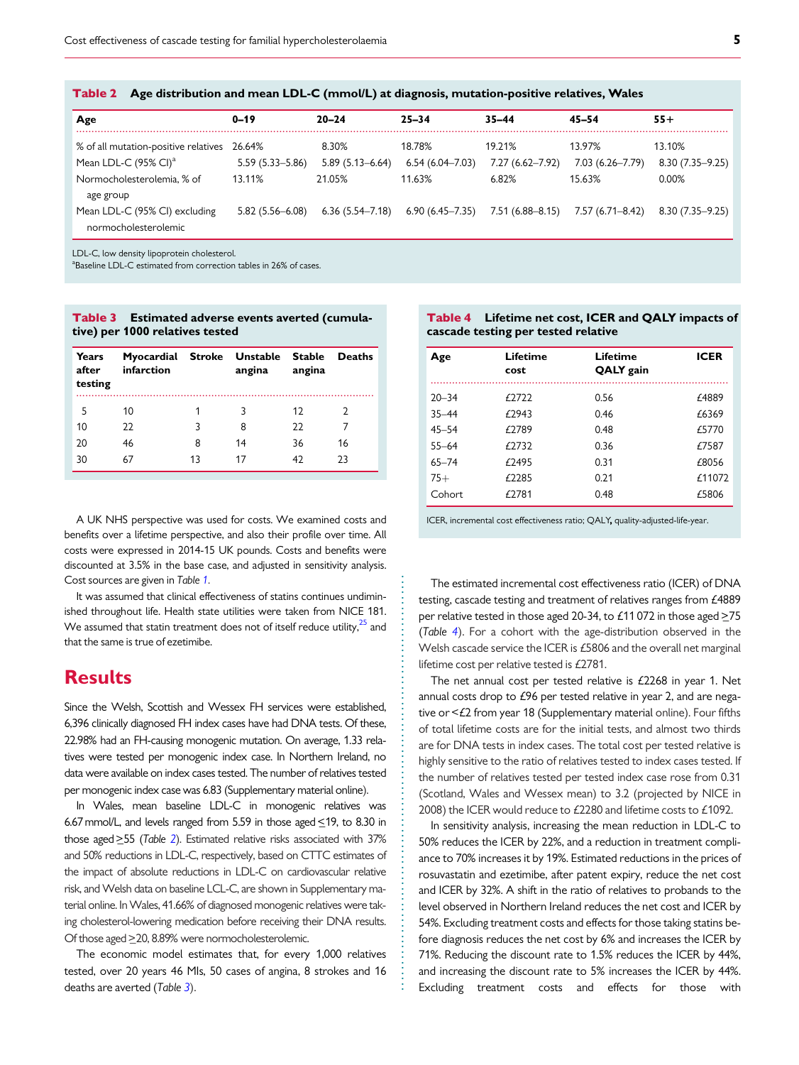**Table 2** Age distribution and mean LDL-C (mmol/L) at diagnosis, mutation-positive relatives, Wales

| Age | 0–19 | 20–24 | 25–34 | 35–44 | 45–54 | 55+ |
|---|---|---|---|---|---|---|
| % of all mutation-positive relatives | 26.64% | 8.30% | 18.78% | 19.21% | 13.97% | 13.10% |
| Mean LDL-C (95% CI)[a] | 5.59 (5.33–5.86) | 5.89 (5.13–6.64) | 6.54 (6.04–7.03) | 7.27 (6.62–7.92) | 7.03 (6.26–7.79) | 8.30 (7.35–9.25) |
| Normocholesterolemia, % of age group | 13.11% | 21.05% | 11.63% | 6.82% | 15.63% | 0.00% |
| Mean LDL-C (95% CI) excluding normocholesterolemic | 5.82 (5.56–6.08) | 6.36 (5.54–7.18) | 6.90 (6.45–7.35) | 7.51 (6.88–8.15) | 7.57 (6.71–8.42) | 8.30 (7.35–9.25) |

LDL-C, low density lipoprotein cholesterol.
[a]Baseline LDL-C estimated from correction tables in 26% of cases.

**Table 3** Estimated adverse events averted (cumulative) per 1000 relatives tested

| Years after testing | Myocardial infarction | Stroke | Unstable angina | Stable angina | Deaths |
|---|---|---|---|---|---|
| 5 | 10 | 1 | 3 | 12 | 2 |
| 10 | 22 | 3 | 8 | 22 | 7 |
| 20 | 46 | 8 | 14 | 36 | 16 |
| 30 | 67 | 13 | 17 | 42 | 23 |

**Table 4** Lifetime net cost, ICER and QALY impacts of cascade testing per tested relative

| Age | Lifetime cost | Lifetime QALY gain | ICER |
|---|---|---|---|
| 20–34 | £2722 | 0.56 | £4889 |
| 35–44 | £2943 | 0.46 | £6369 |
| 45–54 | £2789 | 0.48 | £5770 |
| 55–64 | £2732 | 0.36 | £7587 |
| 65–74 | £2495 | 0.31 | £8056 |
| 75+ | £2285 | 0.21 | £11072 |
| Cohort | £2781 | 0.48 | £5806 |

ICER, incremental cost effectiveness ratio; QALY, quality-adjusted-life-year.

A UK NHS perspective was used for costs. We examined costs and benefits over a lifetime perspective, and also their profile over time. All costs were expressed in 2014-15 UK pounds. Costs and benefits were discounted at 3.5% in the base case, and adjusted in sensitivity analysis. Cost sources are given in *Table 1*.

It was assumed that clinical effectiveness of statins continues undiminished throughout life. Health state utilities were taken from NICE 181. We assumed that statin treatment does not of itself reduce utility,[25] and that the same is true of ezetimibe.

# Results

Since the Welsh, Scottish and Wessex FH services were established, 6,396 clinically diagnosed FH index cases have had DNA tests. Of these, 22.98% had an FH-causing monogenic mutation. On average, 1.33 relatives were tested per monogenic index case. In Northern Ireland, no data were available on index cases tested. The number of relatives tested per monogenic index case was 6.83 (Supplementary material online).

In Wales, mean baseline LDL-C in monogenic relatives was 6.67 mmol/L, and levels ranged from 5.59 in those aged ≤19, to 8.30 in those aged ≥55 (*Table 2*). Estimated relative risks associated with 37% and 50% reductions in LDL-C, respectively, based on CTTC estimates of the impact of absolute reductions in LDL-C on cardiovascular relative risk, and Welsh data on baseline LCL-C, are shown in Supplementary material online. In Wales, 41.66% of diagnosed monogenic relatives were taking cholesterol-lowering medication before receiving their DNA results. Of those aged ≥20, 8.89% were normocholesterolemic.

The economic model estimates that, for every 1,000 relatives tested, over 20 years 46 MIs, 50 cases of angina, 8 strokes and 16 deaths are averted (*Table 3*).

The estimated incremental cost effectiveness ratio (ICER) of DNA testing, cascade testing and treatment of relatives ranges from £4889 per relative tested in those aged 20-34, to £11 072 in those aged ≥75 (*Table 4*). For a cohort with the age-distribution observed in the Welsh cascade service the ICER is £5806 and the overall net marginal lifetime cost per relative tested is £2781.

The net annual cost per tested relative is £2268 in year 1. Net annual costs drop to £96 per tested relative in year 2, and are negative or <£2 from year 18 (Supplementary material online). Four fifths of total lifetime costs are for the initial tests, and almost two thirds are for DNA tests in index cases. The total cost per tested relative is highly sensitive to the ratio of relatives tested to index cases tested. If the number of relatives tested per tested index case rose from 0.31 (Scotland, Wales and Wessex mean) to 3.2 (projected by NICE in 2008) the ICER would reduce to £2280 and lifetime costs to £1092.

In sensitivity analysis, increasing the mean reduction in LDL-C to 50% reduces the ICER by 22%, and a reduction in treatment compliance to 70% increases it by 19%. Estimated reductions in the prices of rosuvastatin and ezetimibe, after patent expiry, reduce the net cost and ICER by 32%. A shift in the ratio of relatives to probands to the level observed in Northern Ireland reduces the net cost and ICER by 54%. Excluding treatment costs and effects for those taking statins before diagnosis reduces the net cost by 6% and increases the ICER by 71%. Reducing the discount rate to 1.5% reduces the ICER by 44%, and increasing the discount rate to 5% increases the ICER by 44%. Excluding treatment costs and effects for those with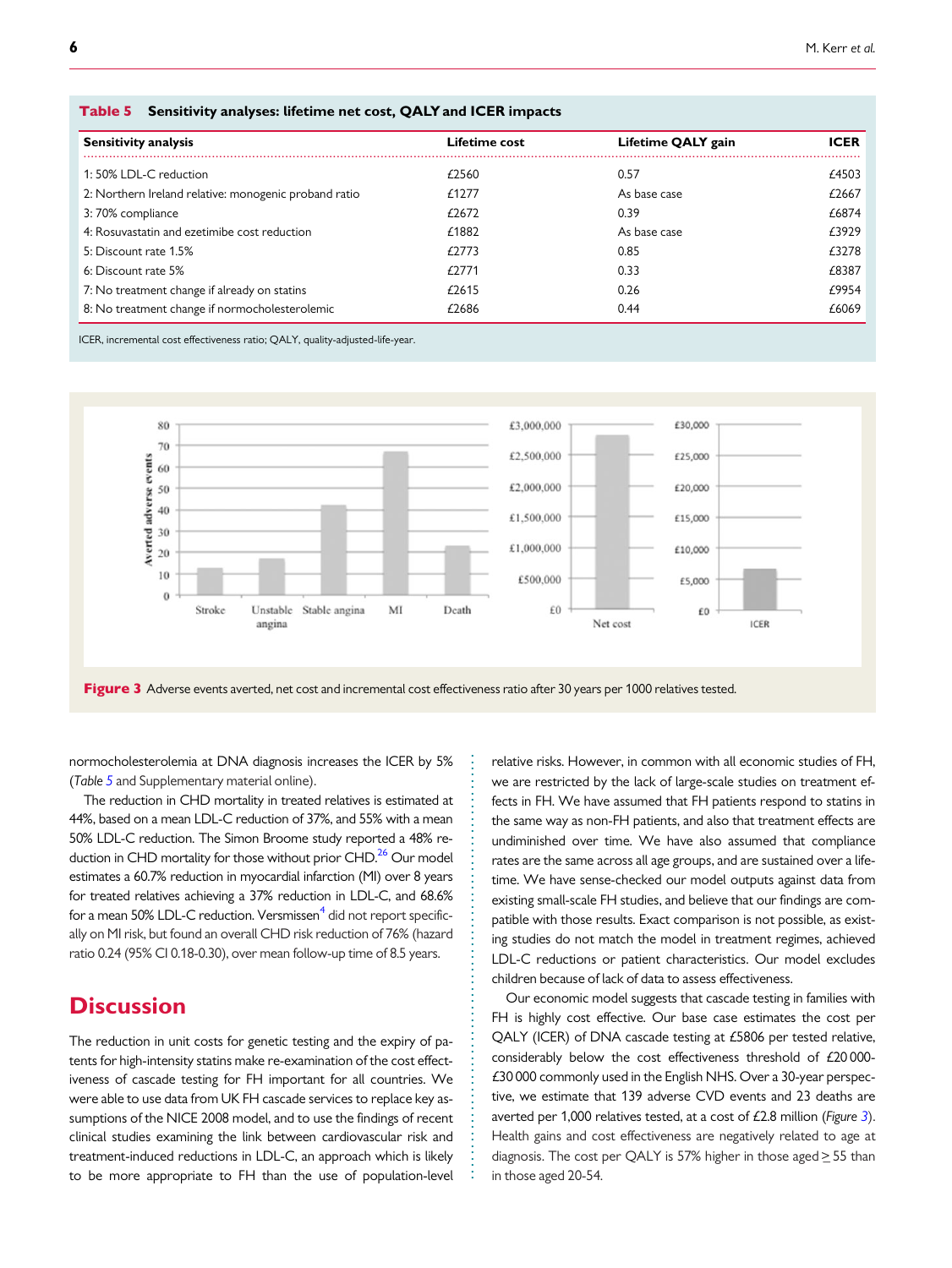**Table 5** Sensitivity analyses: lifetime net cost, QALY and ICER impacts

| Sensitivity analysis | Lifetime cost | Lifetime QALY gain | ICER |
|---|---|---|---|
| 1: 50% LDL-C reduction | £2560 | 0.57 | £4503 |
| 2: Northern Ireland relative: monogenic proband ratio | £1277 | As base case | £2667 |
| 3: 70% compliance | £2672 | 0.39 | £6874 |
| 4: Rosuvastatin and ezetimibe cost reduction | £1882 | As base case | £3929 |
| 5: Discount rate 1.5% | £2773 | 0.85 | £3278 |
| 6: Discount rate 5% | £2771 | 0.33 | £8387 |
| 7: No treatment change if already on statins | £2615 | 0.26 | £9954 |
| 8: No treatment change if normocholesterolemic | £2686 | 0.44 | £6069 |

ICER, incremental cost effectiveness ratio; QALY, quality-adjusted-life-year.

**Figure 3** Adverse events averted, net cost and incremental cost effectiveness ratio after 30 years per 1000 relatives tested.

normocholesterolemia at DNA diagnosis increases the ICER by 5% (*Table 5* and Supplementary material online).

The reduction in CHD mortality in treated relatives is estimated at 44%, based on a mean LDL-C reduction of 37%, and 55% with a mean 50% LDL-C reduction. The Simon Broome study reported a 48% reduction in CHD mortality for those without prior CHD.[26] Our model estimates a 60.7% reduction in myocardial infarction (MI) over 8 years for treated relatives achieving a 37% reduction in LDL-C, and 68.6% for a mean 50% LDL-C reduction. Versmissen[4] did not report specifically on MI risk, but found an overall CHD risk reduction of 76% (hazard ratio 0.24 (95% CI 0.18-0.30), over mean follow-up time of 8.5 years.

# Discussion

The reduction in unit costs for genetic testing and the expiry of patents for high-intensity statins make re-examination of the cost effectiveness of cascade testing for FH important for all countries. We were able to use data from UK FH cascade services to replace key assumptions of the NICE 2008 model, and to use the findings of recent clinical studies examining the link between cardiovascular risk and treatment-induced reductions in LDL-C, an approach which is likely to be more appropriate to FH than the use of population-level relative risks. However, in common with all economic studies of FH, we are restricted by the lack of large-scale studies on treatment effects in FH. We have assumed that FH patients respond to statins in the same way as non-FH patients, and also that treatment effects are undiminished over time. We have also assumed that compliance rates are the same across all age groups, and are sustained over a lifetime. We have sense-checked our model outputs against data from existing small-scale FH studies, and believe that our findings are compatible with those results. Exact comparison is not possible, as existing studies do not match the model in treatment regimes, achieved LDL-C reductions or patient characteristics. Our model excludes children because of lack of data to assess effectiveness.

Our economic model suggests that cascade testing in families with FH is highly cost effective. Our base case estimates the cost per QALY (ICER) of DNA cascade testing at £5806 per tested relative, considerably below the cost effectiveness threshold of £20 000-£30 000 commonly used in the English NHS. Over a 30-year perspective, we estimate that 139 adverse CVD events and 23 deaths are averted per 1,000 relatives tested, at a cost of £2.8 million (*Figure 3*). Health gains and cost effectiveness are negatively related to age at diagnosis. The cost per QALY is 57% higher in those aged ≥ 55 than in those aged 20-54.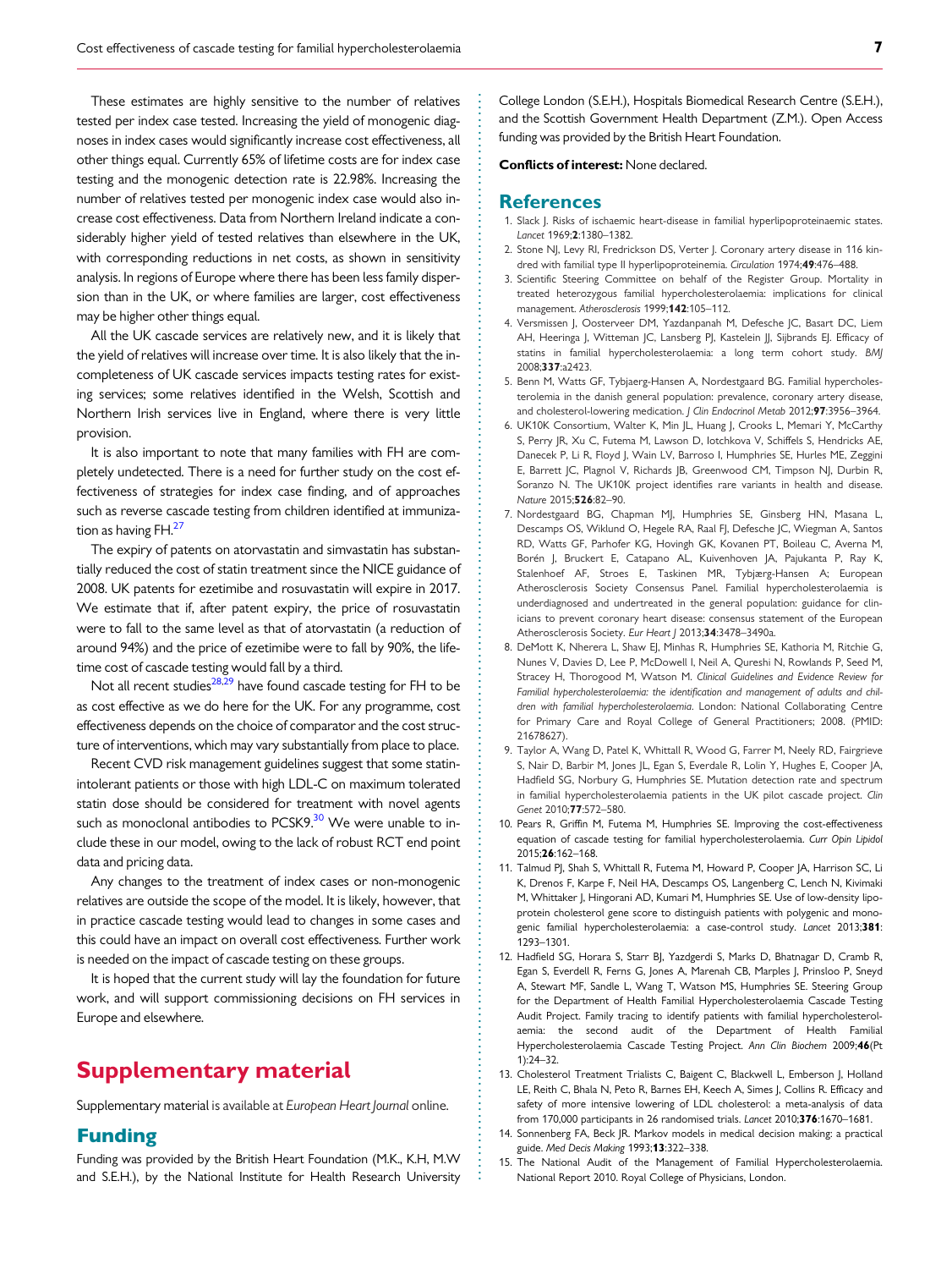These estimates are highly sensitive to the number of relatives tested per index case tested. Increasing the yield of monogenic diagnoses in index cases would significantly increase cost effectiveness, all other things equal. Currently 65% of lifetime costs are for index case testing and the monogenic detection rate is 22.98%. Increasing the number of relatives tested per monogenic index case would also increase cost effectiveness. Data from Northern Ireland indicate a considerably higher yield of tested relatives than elsewhere in the UK, with corresponding reductions in net costs, as shown in sensitivity analysis. In regions of Europe where there has been less family dispersion than in the UK, or where families are larger, cost effectiveness may be higher other things equal.

All the UK cascade services are relatively new, and it is likely that the yield of relatives will increase over time. It is also likely that the incompleteness of UK cascade services impacts testing rates for existing services; some relatives identified in the Welsh, Scottish and Northern Irish services live in England, where there is very little provision.

It is also important to note that many families with FH are completely undetected. There is a need for further study on the cost effectiveness of strategies for index case finding, and of approaches such as reverse cascade testing from children identified at immunization as having FH.[27]

The expiry of patents on atorvastatin and simvastatin has substantially reduced the cost of statin treatment since the NICE guidance of 2008. UK patents for ezetimibe and rosuvastatin will expire in 2017. We estimate that if, after patent expiry, the price of rosuvastatin were to fall to the same level as that of atorvastatin (a reduction of around 94%) and the price of ezetimibe were to fall by 90%, the lifetime cost of cascade testing would fall by a third.

Not all recent studies[28,29] have found cascade testing for FH to be as cost effective as we do here for the UK. For any programme, cost effectiveness depends on the choice of comparator and the cost structure of interventions, which may vary substantially from place to place.

Recent CVD risk management guidelines suggest that some statin-intolerant patients or those with high LDL-C on maximum tolerated statin dose should be considered for treatment with novel agents such as monoclonal antibodies to PCSK9.[30] We were unable to include these in our model, owing to the lack of robust RCT end point data and pricing data.

Any changes to the treatment of index cases or non-monogenic relatives are outside the scope of the model. It is likely, however, that in practice cascade testing would lead to changes in some cases and this could have an impact on overall cost effectiveness. Further work is needed on the impact of cascade testing on these groups.

It is hoped that the current study will lay the foundation for future work, and will support commissioning decisions on FH services in Europe and elsewhere.

# Supplementary material

Supplementary material is available at *European Heart Journal* online.

## Funding

Funding was provided by the British Heart Foundation (M.K., K.H, M.W and S.E.H.), by the National Institute for Health Research University College London (S.E.H.), Hospitals Biomedical Research Centre (S.E.H.), and the Scottish Government Health Department (Z.M.). Open Access funding was provided by the British Heart Foundation.

**Conflicts of interest:** None declared.

## References

1. Slack J. Risks of ischaemic heart-disease in familial hyperlipoproteinaemic states. *Lancet* 1969;**2**:1380–1382.
2. Stone NJ, Levy RI, Fredrickson DS, Verter J. Coronary artery disease in 116 kindred with familial type II hyperlipoproteinemia. *Circulation* 1974;**49**:476–488.
3. Scientific Steering Committee on behalf of the Register Group. Mortality in treated heterozygous familial hypercholesterolaemia: implications for clinical management. *Atherosclerosis* 1999;**142**:105–112.
4. Versmissen J, Oosterveer DM, Yazdanpanah M, Defesche JC, Basart DC, Liem AH, Heeringa J, Witteman JC, Lansberg PJ, Kastelein JJ, Sijbrands EJ. Efficacy of statins in familial hypercholesterolaemia: a long term cohort study. *BMJ* 2008;**337**:a2423.
5. Benn M, Watts GF, Tybjaerg-Hansen A, Nordestgaard BG. Familial hypercholesterolemia in the danish general population: prevalence, coronary artery disease, and cholesterol-lowering medication. *J Clin Endocrinol Metab* 2012;**97**:3956–3964.
6. UK10K Consortium, Walter K, Min JL, Huang J, Crooks L, Memari Y, McCarthy S, Perry JR, Xu C, Futema M, Lawson D, Iotchkova V, Schiffels S, Hendricks AE, Danecek P, Li R, Floyd J, Wain LV, Barroso I, Humphries SE, Hurles ME, Zeggini E, Barrett JC, Plagnol V, Richards JB, Greenwood CM, Timpson NJ, Durbin R, Soranzo N. The UK10K project identifies rare variants in health and disease. *Nature* 2015;**526**:82–90.
7. Nordestgaard BG, Chapman MJ, Humphries SE, Ginsberg HN, Masana L, Descamps OS, Wiklund O, Hegele RA, Raal FJ, Defesche JC, Wiegman A, Santos RD, Watts GF, Parhofer KG, Hovingh GK, Kovanen PT, Boileau C, Averna M, Borén J, Bruckert E, Catapano AL, Kuivenhoven JA, Pajukanta P, Ray K, Stalenhoef AF, Stroes E, Taskinen MR, Tybjærg-Hansen A; European Atherosclerosis Society Consensus Panel. Familial hypercholesterolaemia is underdiagnosed and undertreated in the general population: guidance for clinicians to prevent coronary heart disease: consensus statement of the European Atherosclerosis Society. *Eur Heart J* 2013;**34**:3478–3490a.
8. DeMott K, Nherera L, Shaw EJ, Minhas R, Humphries SE, Kathoria M, Ritchie G, Nunes V, Davies D, Lee P, McDowell I, Neil A, Qureshi N, Rowlands P, Seed M, Stracey H, Thorogood M, Watson M. *Clinical Guidelines and Evidence Review for Familial hypercholesterolaemia: the identification and management of adults and children with familial hypercholesterolaemia*. London: National Collaborating Centre for Primary Care and Royal College of General Practitioners; 2008. (PMID: 21678627).
9. Taylor A, Wang D, Patel K, Whittall R, Wood G, Farrer M, Neely RD, Fairgrieve S, Nair D, Barbir M, Jones JL, Egan S, Everdale R, Lolin Y, Hughes E, Cooper JA, Hadfield SG, Norbury G, Humphries SE. Mutation detection rate and spectrum in familial hypercholesterolaemia patients in the UK pilot cascade project. *Clin Genet* 2010;**77**:572–580.
10. Pears R, Griffin M, Futema M, Humphries SE. Improving the cost-effectiveness equation of cascade testing for familial hypercholesterolaemia. *Curr Opin Lipidol* 2015;**26**:162–168.
11. Talmud PJ, Shah S, Whittall R, Futema M, Howard P, Cooper JA, Harrison SC, Li K, Drenos F, Karpe F, Neil HA, Descamps OS, Langenberg C, Lench N, Kivimaki M, Whittaker J, Hingorani AD, Kumari M, Humphries SE. Use of low-density lipoprotein cholesterol gene score to distinguish patients with polygenic and monogenic familial hypercholesterolaemia: a case-control study. *Lancet* 2013;**381**:1293–1301.
12. Hadfield SG, Horara S, Starr BJ, Yazdgerdi S, Marks D, Bhatnagar D, Cramb R, Egan S, Everdell R, Ferns G, Jones A, Marenah CB, Marples J, Prinsloo P, Sneyd A, Stewart MF, Sandle L, Wang T, Watson MS, Humphries SE. Steering Group for the Department of Health Familial Hypercholesterolaemia Cascade Testing Audit Project. Family tracing to identify patients with familial hypercholesterolaemia: the second audit of the Department of Health Familial Hypercholesterolaemia Cascade Testing Project. *Ann Clin Biochem* 2009;**46**(Pt 1):24–32.
13. Cholesterol Treatment Trialists C, Baigent C, Blackwell L, Emberson J, Holland LE, Reith C, Bhala N, Peto R, Barnes EH, Keech A, Simes J, Collins R. Efficacy and safety of more intensive lowering of LDL cholesterol: a meta-analysis of data from 170,000 participants in 26 randomised trials. *Lancet* 2010;**376**:1670–1681.
14. Sonnenberg FA, Beck JR. Markov models in medical decision making: a practical guide. *Med Decis Making* 1993;**13**:322–338.
15. The National Audit of the Management of Familial Hypercholesterolaemia. National Report 2010. Royal College of Physicians, London.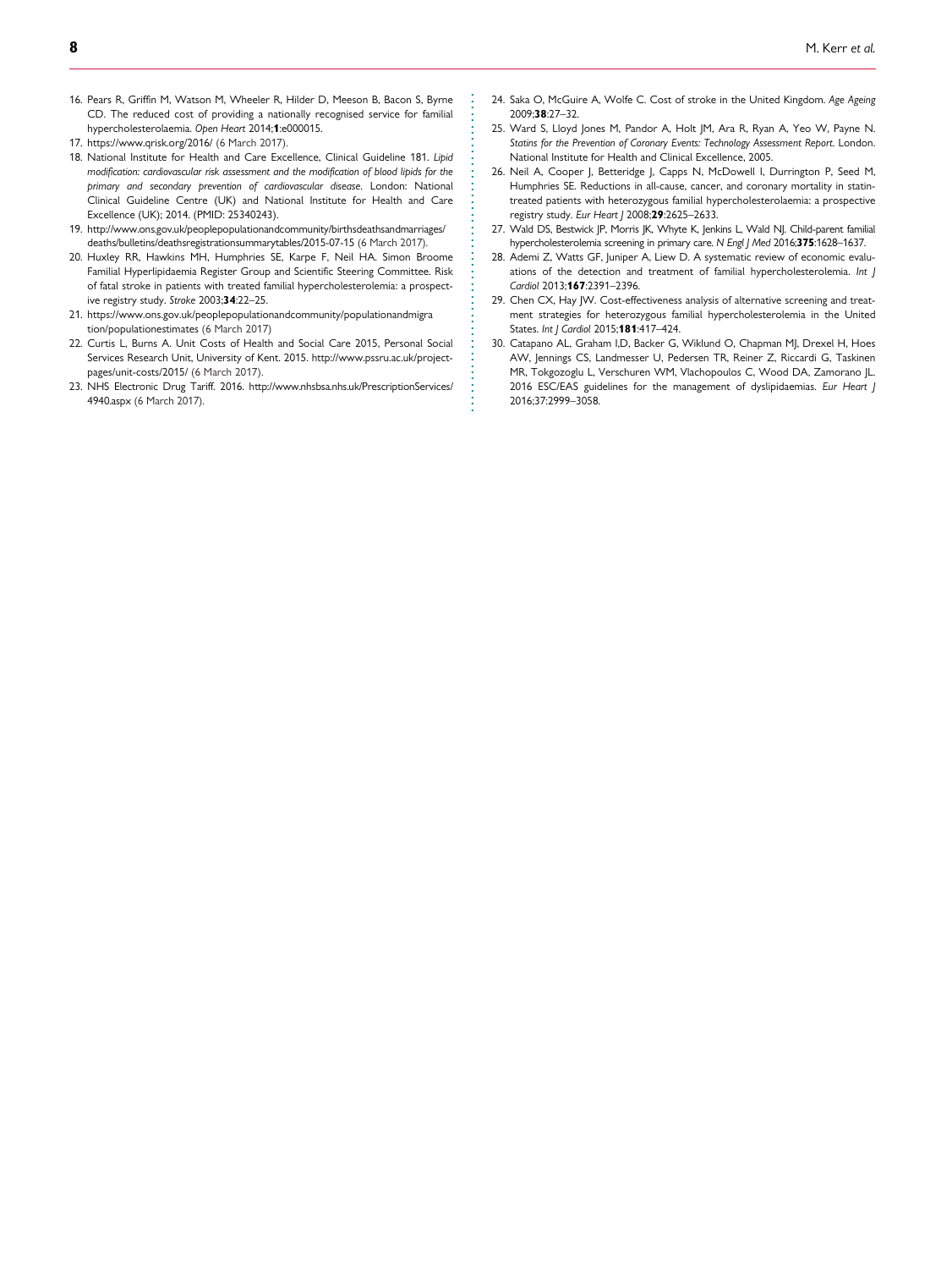16. Pears R, Griffin M, Watson M, Wheeler R, Hilder D, Meeson B, Bacon S, Byrne CD. The reduced cost of providing a nationally recognised service for familial hypercholesterolaemia. *Open Heart* 2014;**1**:e000015.
17. https://www.qrisk.org/2016/ (6 March 2017).
18. National Institute for Health and Care Excellence, Clinical Guideline 181. *Lipid modification: cardiovascular risk assessment and the modification of blood lipids for the primary and secondary prevention of cardiovascular disease.* London: National Clinical Guideline Centre (UK) and National Institute for Health and Care Excellence (UK); 2014. (PMID: 25340243).
19. http://www.ons.gov.uk/peoplepopulationandcommunity/birthsdeathsandmarriages/deaths/bulletins/deathsregistrationsummarytables/2015-07-15 (6 March 2017).
20. Huxley RR, Hawkins MH, Humphries SE, Karpe F, Neil HA. Simon Broome Familial Hyperlipidaemia Register Group and Scientific Steering Committee. Risk of fatal stroke in patients with treated familial hypercholesterolemia: a prospective registry study. *Stroke* 2003;**34**:22–25.
21. https://www.ons.gov.uk/peoplepopulationandcommunity/populationandmigration/populationestimates (6 March 2017)
22. Curtis L, Burns A. Unit Costs of Health and Social Care 2015, Personal Social Services Research Unit, University of Kent. 2015. http://www.pssru.ac.uk/project-pages/unit-costs/2015/ (6 March 2017).
23. NHS Electronic Drug Tariff. 2016. http://www.nhsbsa.nhs.uk/PrescriptionServices/4940.aspx (6 March 2017).
24. Saka O, McGuire A, Wolfe C. Cost of stroke in the United Kingdom. *Age Ageing* 2009;**38**:27–32.
25. Ward S, Lloyd Jones M, Pandor A, Holt JM, Ara R, Ryan A, Yeo W, Payne N. *Statins for the Prevention of Coronary Events: Technology Assessment Report.* London. National Institute for Health and Clinical Excellence, 2005.
26. Neil A, Cooper J, Betteridge J, Capps N, McDowell I, Durrington P, Seed M, Humphries SE. Reductions in all-cause, cancer, and coronary mortality in statin-treated patients with heterozygous familial hypercholesterolaemia: a prospective registry study. *Eur Heart J* 2008;**29**:2625–2633.
27. Wald DS, Bestwick JP, Morris JK, Whyte K, Jenkins L, Wald NJ. Child-parent familial hypercholesterolemia screening in primary care. *N Engl J Med* 2016;**375**:1628–1637.
28. Ademi Z, Watts GF, Juniper A, Liew D. A systematic review of economic evaluations of the detection and treatment of familial hypercholesterolemia. *Int J Cardiol* 2013;**167**:2391–2396.
29. Chen CX, Hay JW. Cost-effectiveness analysis of alternative screening and treatment strategies for heterozygous familial hypercholesterolemia in the United States. *Int J Cardiol* 2015;**181**:417–424.
30. Catapano AL, Graham I,D, Backer G, Wiklund O, Chapman MJ, Drexel H, Hoes AW, Jennings CS, Landmesser U, Pedersen TR, Reiner Z, Riccardi G, Taskinen MR, Tokgozoglu L, Verschuren WM, Vlachopoulos C, Wood DA, Zamorano JL. 2016 ESC/EAS guidelines for the management of dyslipidaemias. *Eur Heart J* 2016;37:2999–3058.